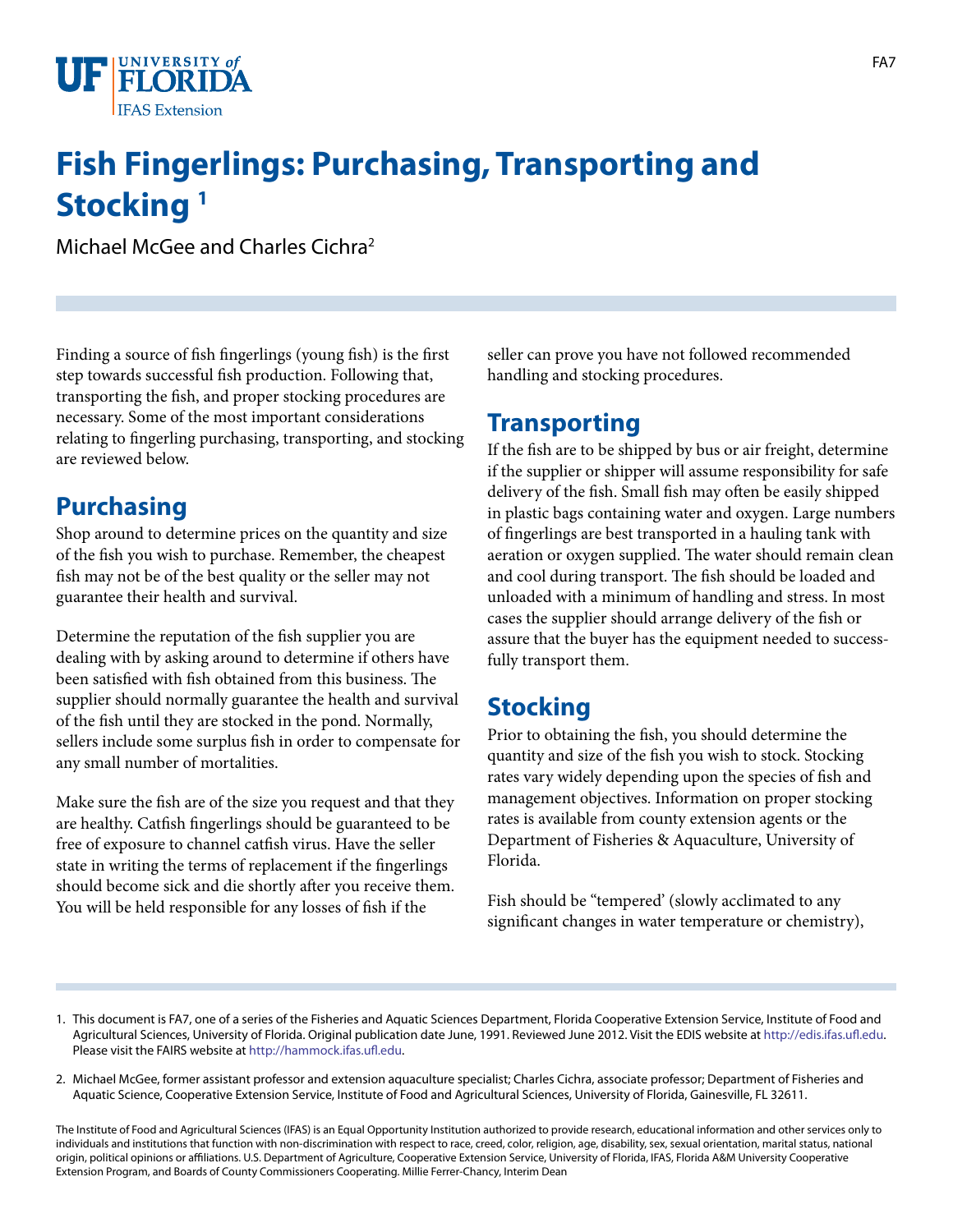# Fish Fingerlings: Purchasing, Transporting and Stocking [1]

Michael McGee and Charles Cichra[2]

Finding a source of fish fingerlings (young fish) is the first step towards successful fish production. Following that, transporting the fish, and proper stocking procedures are necessary. Some of the most important considerations relating to fingerling purchasing, transporting, and stocking are reviewed below.

## Purchasing

Shop around to determine prices on the quantity and size of the fish you wish to purchase. Remember, the cheapest fish may not be of the best quality or the seller may not guarantee their health and survival.

Determine the reputation of the fish supplier you are dealing with by asking around to determine if others have been satisfied with fish obtained from this business. The supplier should normally guarantee the health and survival of the fish until they are stocked in the pond. Normally, sellers include some surplus fish in order to compensate for any small number of mortalities.

Make sure the fish are of the size you request and that they are healthy. Catfish fingerlings should be guaranteed to be free of exposure to channel catfish virus. Have the seller state in writing the terms of replacement if the fingerlings should become sick and die shortly after you receive them. You will be held responsible for any losses of fish if the seller can prove you have not followed recommended handling and stocking procedures.

## Transporting

If the fish are to be shipped by bus or air freight, determine if the supplier or shipper will assume responsibility for safe delivery of the fish. Small fish may often be easily shipped in plastic bags containing water and oxygen. Large numbers of fingerlings are best transported in a hauling tank with aeration or oxygen supplied. The water should remain clean and cool during transport. The fish should be loaded and unloaded with a minimum of handling and stress. In most cases the supplier should arrange delivery of the fish or assure that the buyer has the equipment needed to successfully transport them.

## Stocking

Prior to obtaining the fish, you should determine the quantity and size of the fish you wish to stock. Stocking rates vary widely depending upon the species of fish and management objectives. Information on proper stocking rates is available from county extension agents or the Department of Fisheries & Aquaculture, University of Florida.

Fish should be "tempered' (slowly acclimated to any significant changes in water temperature or chemistry),

---

1. This document is FA7, one of a series of the Fisheries and Aquatic Sciences Department, Florida Cooperative Extension Service, Institute of Food and Agricultural Sciences, University of Florida. Original publication date June, 1991. Reviewed June 2012. Visit the EDIS website at http://edis.ifas.ufl.edu. Please visit the FAIRS website at http://hammock.ifas.ufl.edu.

2. Michael McGee, former assistant professor and extension aquaculture specialist; Charles Cichra, associate professor; Department of Fisheries and Aquatic Science, Cooperative Extension Service, Institute of Food and Agricultural Sciences, University of Florida, Gainesville, FL 32611.

The Institute of Food and Agricultural Sciences (IFAS) is an Equal Opportunity Institution authorized to provide research, educational information and other services only to individuals and institutions that function with non-discrimination with respect to race, creed, color, religion, age, disability, sex, sexual orientation, marital status, national origin, political opinions or affiliations. U.S. Department of Agriculture, Cooperative Extension Service, University of Florida, IFAS, Florida A&M University Cooperative Extension Program, and Boards of County Commissioners Cooperating. Millie Ferrer-Chancy, Interim Dean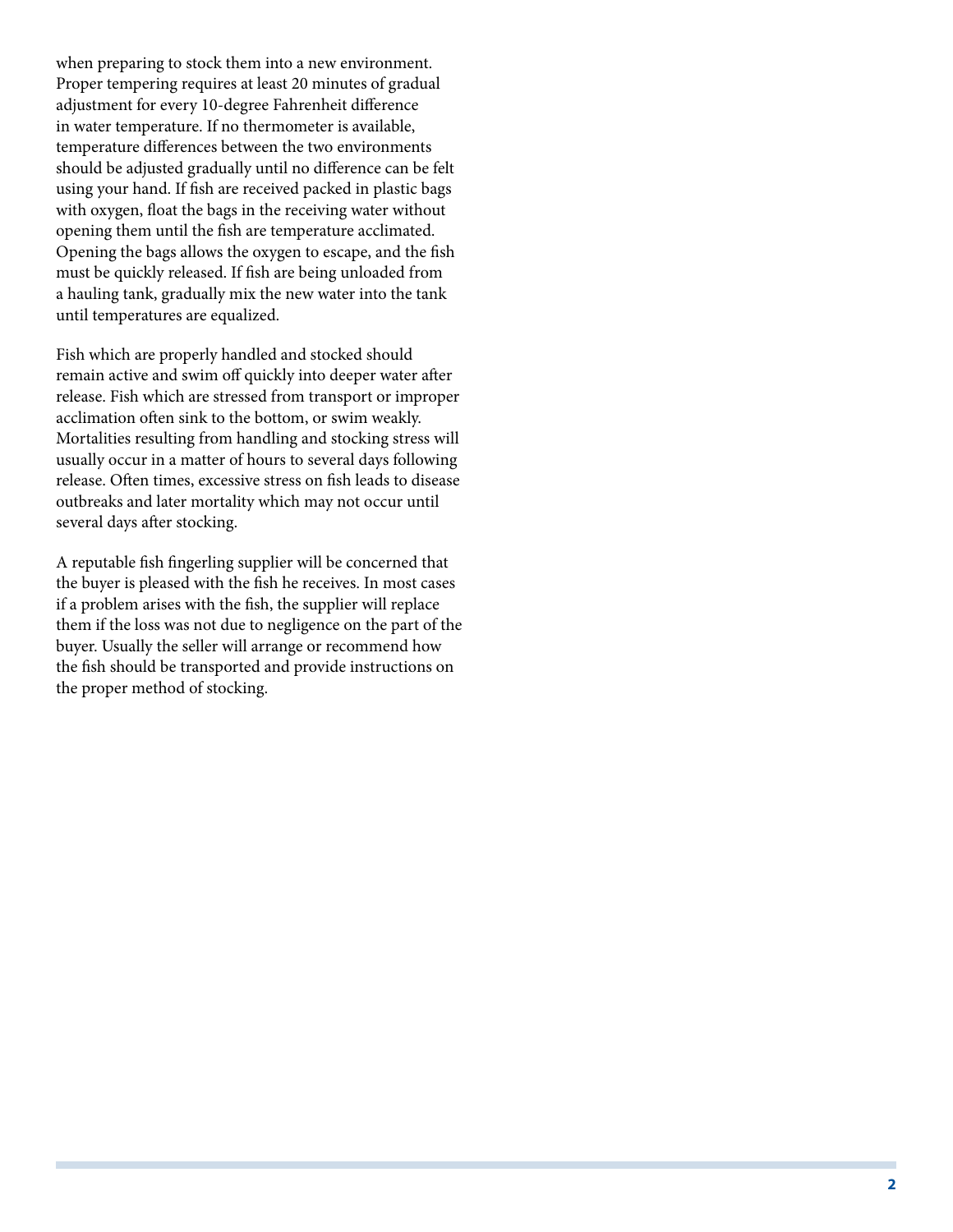when preparing to stock them into a new environment. Proper tempering requires at least 20 minutes of gradual adjustment for every 10-degree Fahrenheit difference in water temperature. If no thermometer is available, temperature differences between the two environments should be adjusted gradually until no difference can be felt using your hand. If fish are received packed in plastic bags with oxygen, float the bags in the receiving water without opening them until the fish are temperature acclimated. Opening the bags allows the oxygen to escape, and the fish must be quickly released. If fish are being unloaded from a hauling tank, gradually mix the new water into the tank until temperatures are equalized.

Fish which are properly handled and stocked should remain active and swim off quickly into deeper water after release. Fish which are stressed from transport or improper acclimation often sink to the bottom, or swim weakly. Mortalities resulting from handling and stocking stress will usually occur in a matter of hours to several days following release. Often times, excessive stress on fish leads to disease outbreaks and later mortality which may not occur until several days after stocking.

A reputable fish fingerling supplier will be concerned that the buyer is pleased with the fish he receives. In most cases if a problem arises with the fish, the supplier will replace them if the loss was not due to negligence on the part of the buyer. Usually the seller will arrange or recommend how the fish should be transported and provide instructions on the proper method of stocking.